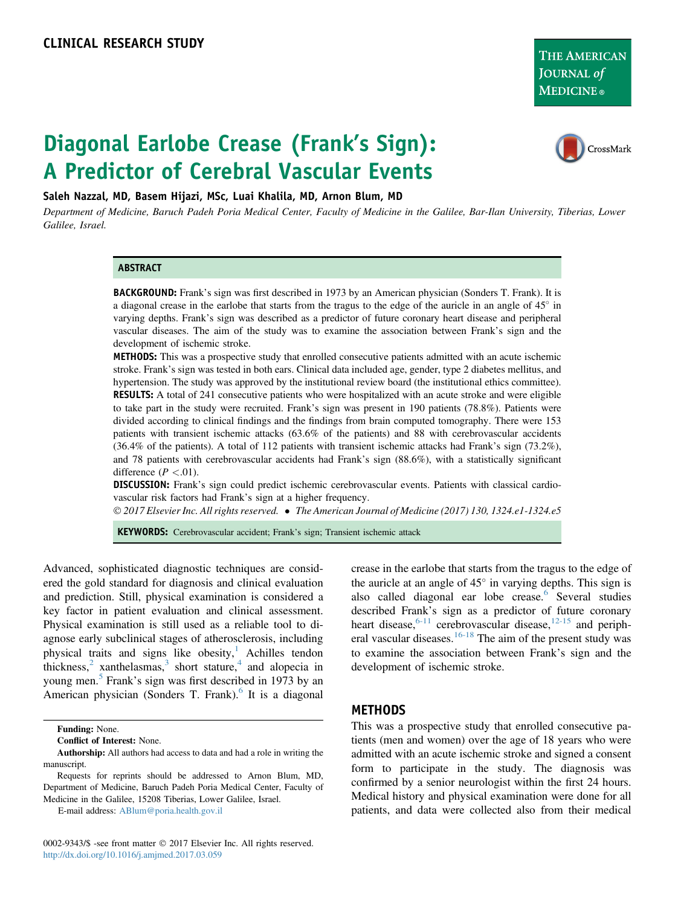CLINICAL RESEARCH STUDY

# Diagonal Earlobe Crease (Frank's Sign): A Predictor of Cerebral Vascular Events

**Saleh Nazzal, MD, Basem Hijazi, MSc, Luai Khalila, MD, Arnon Blum, MD**

*Department of Medicine, Baruch Padeh Poria Medical Center, Faculty of Medicine in the Galilee, Bar-Ilan University, Tiberias, Lower Galilee, Israel.*

## ABSTRACT

**BACKGROUND:** Frank's sign was first described in 1973 by an American physician (Sonders T. Frank). It is a diagonal crease in the earlobe that starts from the tragus to the edge of the auricle in an angle of 45° in varying depths. Frank's sign was described as a predictor of future coronary heart disease and peripheral vascular diseases. The aim of the study was to examine the association between Frank's sign and the development of ischemic stroke.

**METHODS:** This was a prospective study that enrolled consecutive patients admitted with an acute ischemic stroke. Frank's sign was tested in both ears. Clinical data included age, gender, type 2 diabetes mellitus, and hypertension. The study was approved by the institutional review board (the institutional ethics committee).

**RESULTS:** A total of 241 consecutive patients who were hospitalized with an acute stroke and were eligible to take part in the study were recruited. Frank's sign was present in 190 patients (78.8%). Patients were divided according to clinical findings and the findings from brain computed tomography. There were 153 patients with transient ischemic attacks (63.6% of the patients) and 88 with cerebrovascular accidents (36.4% of the patients). A total of 112 patients with transient ischemic attacks had Frank's sign (73.2%), and 78 patients with cerebrovascular accidents had Frank's sign (88.6%), with a statistically significant difference ($P < .01$).

**DISCUSSION:** Frank's sign could predict ischemic cerebrovascular events. Patients with classical cardiovascular risk factors had Frank's sign at a higher frequency.

© 2017 Elsevier Inc. All rights reserved. • *The American Journal of Medicine (2017) 130, 1324.e1-1324.e5*

**KEYWORDS:** Cerebrovascular accident; Frank's sign; Transient ischemic attack

Advanced, sophisticated diagnostic techniques are considered the gold standard for diagnosis and clinical evaluation and prediction. Still, physical examination is considered a key factor in patient evaluation and clinical assessment. Physical examination is still used as a reliable tool to diagnose early subclinical stages of atherosclerosis, including physical traits and signs like obesity,[1] Achilles tendon thickness,[2] xanthelasmas,[3] short stature,[4] and alopecia in young men.[5] Frank's sign was first described in 1973 by an American physician (Sonders T. Frank).[6] It is a diagonal crease in the earlobe that starts from the tragus to the edge of the auricle at an angle of 45° in varying depths. This sign is also called diagonal ear lobe crease.[6] Several studies described Frank's sign as a predictor of future coronary heart disease,[6-11] cerebrovascular disease,[12-15] and peripheral vascular diseases.[16-18] The aim of the present study was to examine the association between Frank's sign and the development of ischemic stroke.

## METHODS

This was a prospective study that enrolled consecutive patients (men and women) over the age of 18 years who were admitted with an acute ischemic stroke and signed a consent form to participate in the study. The diagnosis was confirmed by a senior neurologist within the first 24 hours. Medical history and physical examination were done for all patients, and data were collected also from their medical

**Funding:** None.

**Conflict of Interest:** None.

**Authorship:** All authors had access to data and had a role in writing the manuscript.

Requests for reprints should be addressed to Arnon Blum, MD, Department of Medicine, Baruch Padeh Poria Medical Center, Faculty of Medicine in the Galilee, 15208 Tiberias, Lower Galilee, Israel.

E-mail address: ABlum@poria.health.gov.il

0002-9343/$ -see front matter © 2017 Elsevier Inc. All rights reserved.
http://dx.doi.org/10.1016/j.amjmed.2017.03.059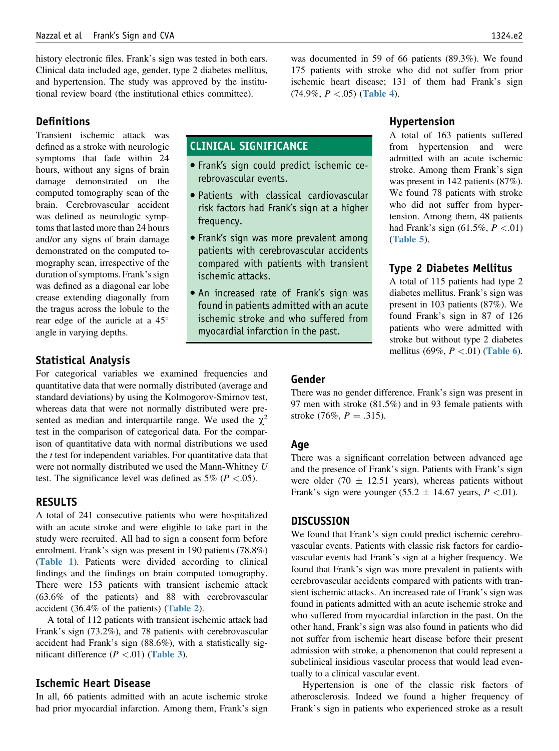history electronic files. Frank's sign was tested in both ears. Clinical data included age, gender, type 2 diabetes mellitus, and hypertension. The study was approved by the institutional review board (the institutional ethics committee).

## Definitions

Transient ischemic attack was defined as a stroke with neurologic symptoms that fade within 24 hours, without any signs of brain damage demonstrated on the computed tomography scan of the brain. Cerebrovascular accident was defined as neurologic symptoms that lasted more than 24 hours and/or any signs of brain damage demonstrated on the computed tomography scan, irrespective of the duration of symptoms. Frank's sign was defined as a diagonal ear lobe crease extending diagonally from the tragus across the lobule to the rear edge of the auricle at a 45° angle in varying depths.

> **CLINICAL SIGNIFICANCE**
>
> - Frank's sign could predict ischemic cerebrovascular events.
> - Patients with classical cardiovascular risk factors had Frank's sign at a higher frequency.
> - Frank's sign was more prevalent among patients with cerebrovascular accidents compared with patients with transient ischemic attacks.
> - An increased rate of Frank's sign was found in patients admitted with an acute ischemic stroke and who suffered from myocardial infarction in the past.

## Statistical Analysis

For categorical variables we examined frequencies and quantitative data that were normally distributed (average and standard deviations) by using the Kolmogorov-Smirnov test, whereas data that were not normally distributed were presented as median and interquartile range. We used the $\chi^2$ test in the comparison of categorical data. For the comparison of quantitative data with normal distributions we used the *t* test for independent variables. For quantitative data that were not normally distributed we used the Mann-Whitney *U* test. The significance level was defined as 5% ($P < .05$).

## RESULTS

A total of 241 consecutive patients who were hospitalized with an acute stroke and were eligible to take part in the study were recruited. All had to sign a consent form before enrolment. Frank's sign was present in 190 patients (78.8%) (Table 1). Patients were divided according to clinical findings and the findings on brain computed tomography. There were 153 patients with transient ischemic attack (63.6% of the patients) and 88 with cerebrovascular accident (36.4% of the patients) (Table 2).

A total of 112 patients with transient ischemic attack had Frank's sign (73.2%), and 78 patients with cerebrovascular accident had Frank's sign (88.6%), with a statistically significant difference ($P < .01$) (Table 3).

## Ischemic Heart Disease

In all, 66 patients admitted with an acute ischemic stroke had prior myocardial infarction. Among them, Frank's sign was documented in 59 of 66 patients (89.3%). We found 175 patients with stroke who did not suffer from prior ischemic heart disease; 131 of them had Frank's sign (74.9%, $P < .05$) (Table 4).

## Hypertension

A total of 163 patients suffered from hypertension and were admitted with an acute ischemic stroke. Among them Frank's sign was present in 142 patients (87%). We found 78 patients with stroke who did not suffer from hypertension. Among them, 48 patients had Frank's sign (61.5%, $P < .01$) (Table 5).

## Type 2 Diabetes Mellitus

A total of 115 patients had type 2 diabetes mellitus. Frank's sign was present in 103 patients (87%). We found Frank's sign in 87 of 126 patients who were admitted with stroke but without type 2 diabetes mellitus (69%, $P < .01$) (Table 6).

## Gender

There was no gender difference. Frank's sign was present in 97 men with stroke (81.5%) and in 93 female patients with stroke (76%, $P = .315$).

## Age

There was a significant correlation between advanced age and the presence of Frank's sign. Patients with Frank's sign were older ($70 \pm 12.51$ years), whereas patients without Frank's sign were younger ($55.2 \pm 14.67$ years, $P < .01$).

## DISCUSSION

We found that Frank's sign could predict ischemic cerebrovascular events. Patients with classic risk factors for cardiovascular events had Frank's sign at a higher frequency. We found that Frank's sign was more prevalent in patients with cerebrovascular accidents compared with patients with transient ischemic attacks. An increased rate of Frank's sign was found in patients admitted with an acute ischemic and who suffered from myocardial infarction in the past. On the other hand, Frank's sign was also found in patients who did not suffer from ischemic heart disease before their present admission with stroke, a phenomenon that could represent a subclinical insidious vascular process that would lead eventually to a clinical vascular event.

Hypertension is one of the classic risk factors of atherosclerosis. Indeed we found a higher frequency of Frank's sign in patients who experienced stroke as a result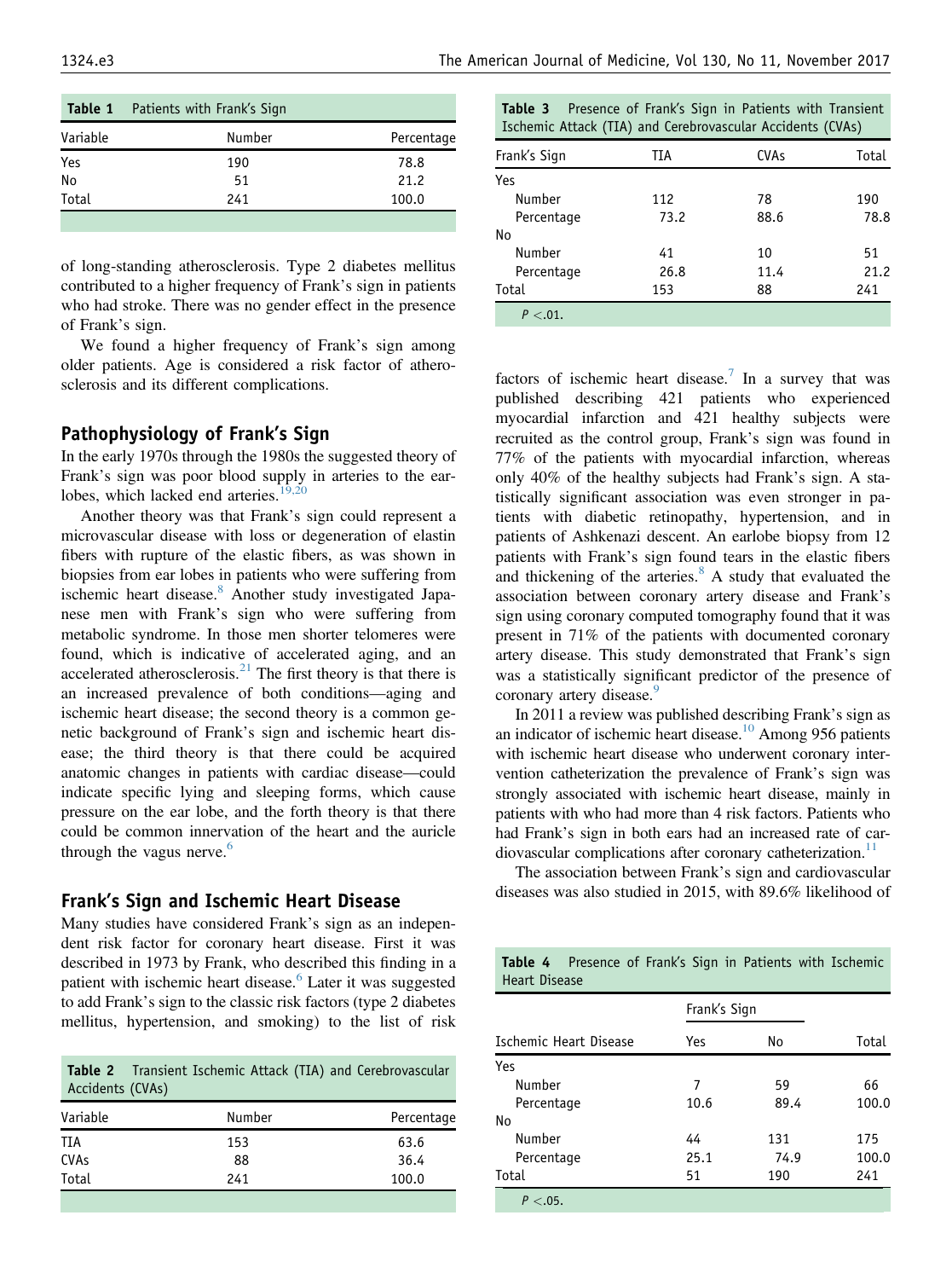**Table 1** Patients with Frank's Sign

| Variable | Number | Percentage |
|---|---|---|
| Yes | 190 | 78.8 |
| No | 51 | 21.2 |
| Total | 241 | 100.0 |

of long-standing atherosclerosis. Type 2 diabetes mellitus contributed to a higher frequency of Frank's sign in patients who had stroke. There was no gender effect in the presence of Frank's sign.

We found a higher frequency of Frank's sign among older patients. Age is considered a risk factor of atherosclerosis and its different complications.

## Pathophysiology of Frank's Sign

In the early 1970s through the 1980s the suggested theory of Frank's sign was poor blood supply in arteries to the earlobes, which lacked end arteries.[19,20]

Another theory was that Frank's sign could represent a microvascular disease with loss or degeneration of elastin fibers with rupture of the elastic fibers, as was shown in biopsies from ear lobes in patients who were suffering from ischemic heart disease.[8] Another study investigated Japanese men with Frank's sign who were suffering from metabolic syndrome. In those men shorter telomeres were found, which is indicative of accelerated aging, and an accelerated atherosclerosis.[21] The first theory is that there is an increased prevalence of both conditions—aging and ischemic heart disease; the second theory is a common genetic background of Frank's sign and ischemic heart disease; the third theory is that there could be acquired anatomic changes in patients with cardiac disease—could indicate specific lying and sleeping forms, which cause pressure on the ear lobe, and the forth theory is that there could be common innervation of the heart and the auricle through the vagus nerve.[6]

## Frank's Sign and Ischemic Heart Disease

Many studies have considered Frank's sign as an independent risk factor for coronary heart disease. First it was described in 1973 by Frank, who described this finding in a patient with ischemic heart disease.[6] Later it was suggested to add Frank's sign to the classic risk factors (type 2 diabetes mellitus, hypertension, and smoking) to the list of risk factors of ischemic heart disease.[7] In a survey that was published describing 421 patients who experienced myocardial infarction and 421 healthy subjects were recruited as the control group, Frank's sign was found in 77% of the patients with myocardial infarction, whereas only 40% of the healthy subjects had Frank's sign. A statistically significant association was even stronger in patients with diabetic retinopathy, hypertension, and in patients of Ashkenazi descent. An earlobe biopsy from 12 patients with Frank's sign found tears in the elastic fibers and thickening of the arteries.[8] A study that evaluated the association between coronary artery disease and Frank's sign using coronary computed tomography found that it was present in 71% of the patients with documented coronary artery disease. This study demonstrated that Frank's sign was a statistically significant predictor of the presence of coronary artery disease.[9]

In 2011 a review was published describing Frank's sign as an indicator of ischemic heart disease.[10] Among 956 patients with ischemic heart disease who underwent coronary intervention catheterization the prevalence of Frank's sign was strongly associated with ischemic heart disease, mainly in patients with who had more than 4 risk factors. Patients who had Frank's sign in both ears had an increased rate of cardiovascular complications after coronary catheterization.[11]

The association between Frank's sign and cardiovascular diseases was also studied in 2015, with 89.6% likelihood of

**Table 2** Transient Ischemic Attack (TIA) and Cerebrovascular Accidents (CVAs)

| Variable | Number | Percentage |
|---|---|---|
| TIA | 153 | 63.6 |
| CVAs | 88 | 36.4 |
| Total | 241 | 100.0 |

**Table 3** Presence of Frank's Sign in Patients with Transient Ischemic Attack (TIA) and Cerebrovascular Accidents (CVAs)

| Frank's Sign | TIA | CVAs | Total |
|---|---|---|---|
| Yes | | | |
| Number | 112 | 78 | 190 |
| Percentage | 73.2 | 88.6 | 78.8 |
| No | | | |
| Number | 41 | 10 | 51 |
| Percentage | 26.8 | 11.4 | 21.2 |
| Total | 153 | 88 | 241 |

$P < .01$.

**Table 4** Presence of Frank's Sign in Patients with Ischemic Heart Disease

| | Frank's Sign | | |
|---|---|---|---|
| Ischemic Heart Disease | Yes | No | Total |
| Yes | | | |
| Number | 7 | 59 | 66 |
| Percentage | 10.6 | 89.4 | 100.0 |
| No | | | |
| Number | 44 | 131 | 175 |
| Percentage | 25.1 | 74.9 | 100.0 |
| Total | 51 | 190 | 241 |

$P < .05$.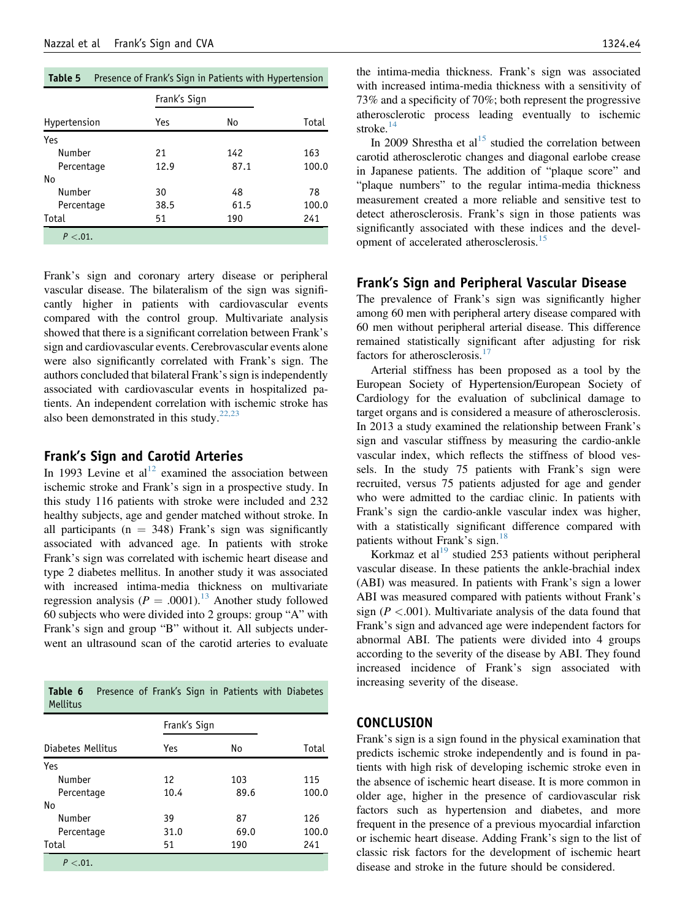**Table 5** Presence of Frank's Sign in Patients with Hypertension

| Hypertension | Frank's Sign | | Total |
|---|---|---|---|
| | Yes | No | |
| Yes | | | |
| Number | 21 | 142 | 163 |
| Percentage | 12.9 | 87.1 | 100.0 |
| No | | | |
| Number | 30 | 48 | 78 |
| Percentage | 38.5 | 61.5 | 100.0 |
| Total | 51 | 190 | 241 |

$P < .01$.

Frank's sign and coronary artery disease or peripheral vascular disease. The bilateralism of the sign was significantly higher in patients with cardiovascular events compared with the control group. Multivariate analysis showed that there is a significant correlation between Frank's sign and cardiovascular events. Cerebrovascular events alone were also significantly correlated with Frank's sign. The authors concluded that bilateral Frank's sign is independently associated with cardiovascular events in hospitalized patients. An independent correlation with ischemic stroke has also been demonstrated in this study.[22,23]

## Frank's Sign and Carotid Arteries

In 1993 Levine et al[12] examined the association between ischemic stroke and Frank's sign in a prospective study. In this study 116 patients with stroke were included and 232 healthy subjects, age and gender matched without stroke. In all participants (n = 348) Frank's sign was significantly associated with advanced age. In patients with stroke Frank's sign was correlated with ischemic heart disease and type 2 diabetes mellitus. In another study it was associated with increased intima-media thickness on multivariate regression analysis ($P = .0001$).[13] Another study followed 60 subjects who were divided into 2 groups: group "A" with Frank's sign and group "B" without it. All subjects underwent an ultrasound scan of the carotid arteries to evaluate the intima-media thickness. Frank's sign was associated with increased intima-media thickness with a sensitivity of 73% and a specificity of 70%; both represent the progressive atherosclerotic process leading eventually to ischemic stroke.[14]

In 2009 Shrestha et al[15] studied the correlation between carotid atherosclerotic changes and diagonal earlobe crease in Japanese patients. The addition of "plaque score" and "plaque numbers" to the regular intima-media thickness measurement created a more reliable and sensitive test to detect atherosclerosis. Frank's sign in those patients was significantly associated with these indices and the development of accelerated atherosclerosis.[15]

**Table 6** Presence of Frank's Sign in Patients with Diabetes Mellitus

| Diabetes Mellitus | Frank's Sign | | Total |
|---|---|---|---|
| | Yes | No | |
| Yes | | | |
| Number | 12 | 103 | 115 |
| Percentage | 10.4 | 89.6 | 100.0 |
| No | | | |
| Number | 39 | 87 | 126 |
| Percentage | 31.0 | 69.0 | 100.0 |
| Total | 51 | 190 | 241 |

$P < .01$.

## Frank's Sign and Peripheral Vascular Disease

The prevalence of Frank's sign was significantly higher among 60 men with peripheral artery disease compared with 60 men without peripheral arterial disease. This difference remained statistically significant after adjusting for risk factors for atherosclerosis.[17]

Arterial stiffness has been proposed as a tool by the European Society of Hypertension/European Society of Cardiology for the evaluation of subclinical damage to target organs and is considered a measure of atherosclerosis. In 2013 a study examined the relationship between Frank's sign and vascular stiffness by measuring the cardio-ankle vascular index, which reflects the stiffness of blood vessels. In the study 75 patients with Frank's sign were recruited, versus 75 patients adjusted for age and gender who were admitted to the cardiac clinic. In patients with Frank's sign the cardio-ankle vascular index was higher, with a statistically significant difference compared with patients without Frank's sign.[18]

Korkmaz et al[19] studied 253 patients without peripheral vascular disease. In these patients the ankle-brachial index (ABI) was measured. In patients with Frank's sign a lower ABI was measured compared with patients without Frank's sign ($P < .001$). Multivariate analysis of the data found that Frank's sign and advanced age were independent factors for abnormal ABI. The patients were divided into 4 groups according to the severity of the disease by ABI. They found increased incidence of Frank's sign associated with increasing severity of the disease.

## CONCLUSION

Frank's sign is a sign found in the physical examination that predicts ischemic stroke independently and is found in patients with high risk of developing ischemic stroke even in the absence of ischemic heart disease. It is more common in older age, higher in the presence of cardiovascular risk factors such as hypertension and diabetes, and more frequent in the presence of a previous myocardial infarction or ischemic heart disease. Adding Frank's sign to the list of classic risk factors for the development of ischemic heart disease and stroke in the future should be considered.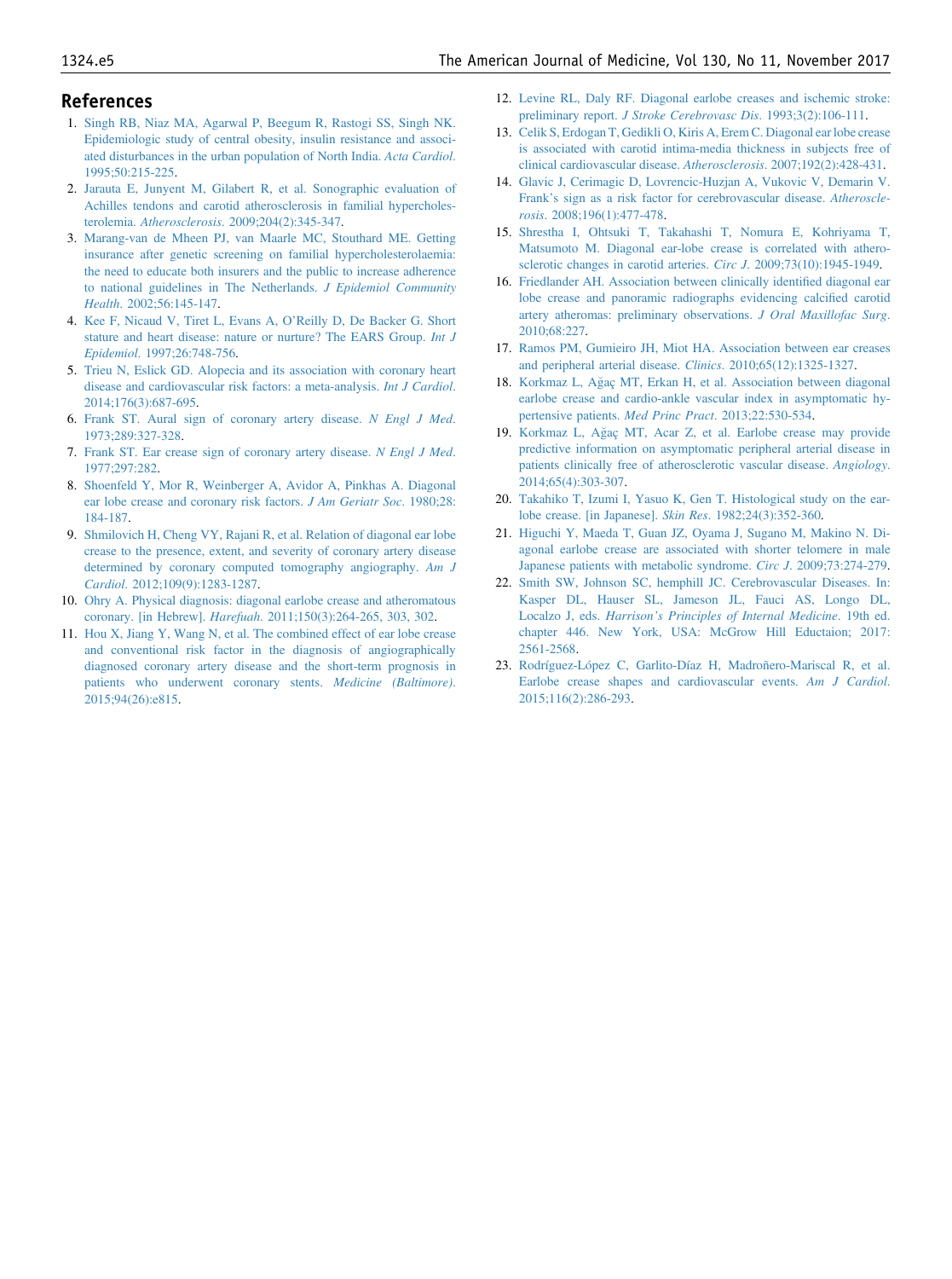## References

1. Singh RB, Niaz MA, Agarwal P, Beegum R, Rastogi SS, Singh NK. Epidemiologic study of central obesity, insulin resistance and associated disturbances in the urban population of North India. *Acta Cardiol*. 1995;50:215-225.
2. Jarauta E, Junyent M, Gilabert R, et al. Sonographic evaluation of Achilles tendons and carotid atherosclerosis in familial hypercholesterolemia. *Atherosclerosis*. 2009;204(2):345-347.
3. Marang-van de Mheen PJ, van Maarle MC, Stouthard ME. Getting insurance after genetic screening on familial hypercholesterolaemia: the need to educate both insurers and the public to increase adherence to national guidelines in The Netherlands. *J Epidemiol Community Health*. 2002;56:145-147.
4. Kee F, Nicaud V, Tiret L, Evans A, O'Reilly D, De Backer G. Short stature and heart disease: nature or nurture? The EARS Group. *Int J Epidemiol*. 1997;26:748-756.
5. Trieu N, Eslick GD. Alopecia and its association with coronary heart disease and cardiovascular risk factors: a meta-analysis. *Int J Cardiol*. 2014;176(3):687-695.
6. Frank ST. Aural sign of coronary artery disease. *N Engl J Med*. 1973;289:327-328.
7. Frank ST. Ear crease sign of coronary artery disease. *N Engl J Med*. 1977;297:282.
8. Shoenfeld Y, Mor R, Weinberger A, Avidor A, Pinkhas A. Diagonal ear lobe crease and coronary risk factors. *J Am Geriatr Soc*. 1980;28:184-187.
9. Shmilovich H, Cheng VY, Rajani R, et al. Relation of diagonal ear lobe crease to the presence, extent, and severity of coronary artery disease determined by coronary computed tomography angiography. *Am J Cardiol*. 2012;109(9):1283-1287.
10. Ohry A. Physical diagnosis: diagonal earlobe crease and atheromatous coronary. [in Hebrew]. *Harefuah*. 2011;150(3):264-265, 303, 302.
11. Hou X, Jiang Y, Wang N, et al. The combined effect of ear lobe crease and conventional risk factor in the diagnosis of angiographically diagnosed coronary artery disease and the short-term prognosis in patients who underwent coronary stents. *Medicine (Baltimore)*. 2015;94(26):e815.
12. Levine RL, Daly RF. Diagonal earlobe creases and ischemic stroke: preliminary report. *J Stroke Cerebrovasc Dis*. 1993;3(2):106-111.
13. Celik S, Erdogan T, Gedikli O, Kiris A, Erem C. Diagonal ear lobe crease is associated with carotid intima-media thickness in subjects free of clinical cardiovascular disease. *Atherosclerosis*. 2007;192(2):428-431.
14. Glavic J, Cerimagic D, Lovrencic-Huzjan A, Vukovic V, Demarin V. Frank's sign as a risk factor for cerebrovascular disease. *Atherosclerosis*. 2008;196(1):477-478.
15. Shrestha I, Ohtsuki T, Takahashi T, Nomura E, Kohriyama T, Matsumoto M. Diagonal ear-lobe crease is correlated with atherosclerotic changes in carotid arteries. *Circ J*. 2009;73(10):1945-1949.
16. Friedlander AH. Association between clinically identified diagonal ear lobe crease and panoramic radiographs evidencing calcified carotid artery atheromas: preliminary observations. *J Oral Maxillofac Surg*. 2010;68:227.
17. Ramos PM, Gumieiro JH, Miot HA. Association between ear creases and peripheral arterial disease. *Clinics*. 2010;65(12):1325-1327.
18. Korkmaz L, Ağaç MT, Erkan H, et al. Association between diagonal earlobe crease and cardio-ankle vascular index in asymptomatic hypertensive patients. *Med Princ Pract*. 2013;22:530-534.
19. Korkmaz L, Ağaç MT, Acar Z, et al. Earlobe crease may provide predictive information on asymptomatic peripheral arterial disease in patients clinically free of atherosclerotic vascular disease. *Angiology*. 2014;65(4):303-307.
20. Takahiko T, Izumi I, Yasuo K, Gen T. Histological study on the earlobe crease. [in Japanese]. *Skin Res*. 1982;24(3):352-360.
21. Higuchi Y, Maeda T, Guan JZ, Oyama J, Sugano M, Makino N. Diagonal earlobe crease are associated with shorter telomere in male Japanese patients with metabolic syndrome. *Circ J*. 2009;73:274-279.
22. Smith SW, Johnson SC, hemphill JC. Cerebrovascular Diseases. In: Kasper DL, Hauser SL, Jameson JL, Fauci AS, Longo DL, Localzo J, eds. *Harrison's Principles of Internal Medicine*. 19th ed. chapter 446. New York, USA: McGrow Hill Eductaion; 2017: 2561-2568.
23. Rodríguez-López C, Garlito-Díaz H, Madroñero-Mariscal R, et al. Earlobe crease shapes and cardiovascular events. *Am J Cardiol*. 2015;116(2):286-293.